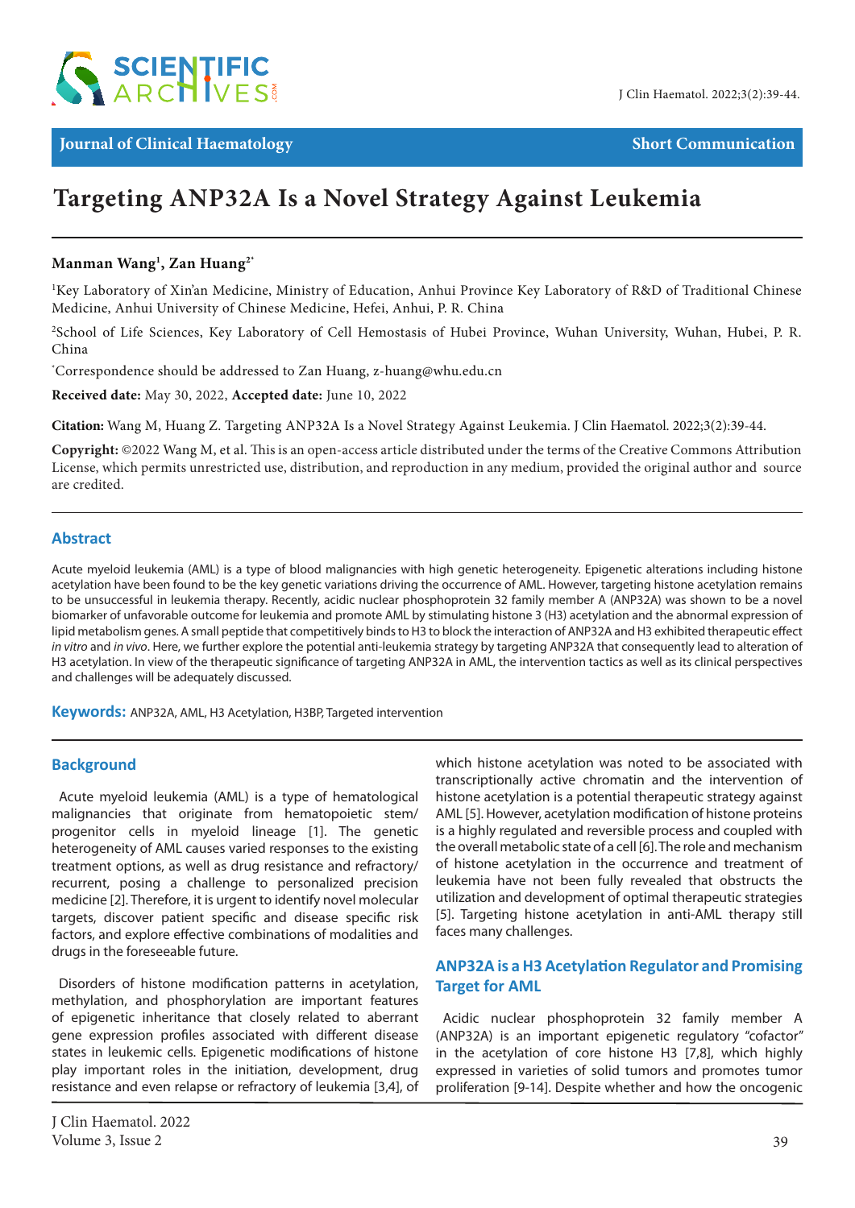Journal of Clinical Haematology | Short Communication

# Targeting ANP32A Is a Novel Strategy Against Leukemia

**Manman Wang[1], Zan Huang[2*]**

[1]Key Laboratory of Xin'an Medicine, Ministry of Education, Anhui Province Key Laboratory of R&D of Traditional Chinese Medicine, Anhui University of Chinese Medicine, Hefei, Anhui, P. R. China

[2]School of Life Sciences, Key Laboratory of Cell Hemostasis of Hubei Province, Wuhan University, Wuhan, Hubei, P. R. China

[*]Correspondence should be addressed to Zan Huang, z-huang@whu.edu.cn

**Received date:** May 30, 2022, **Accepted date:** June 10, 2022

**Citation:** Wang M, Huang Z. Targeting ANP32A Is a Novel Strategy Against Leukemia. J Clin Haematol. 2022;3(2):39-44.

**Copyright:** ©2022 Wang M, et al. This is an open-access article distributed under the terms of the Creative Commons Attribution License, which permits unrestricted use, distribution, and reproduction in any medium, provided the original author and source are credited.

## Abstract

Acute myeloid leukemia (AML) is a type of blood malignancies with high genetic heterogeneity. Epigenetic alterations including histone acetylation have been found to be the key genetic variations driving the occurrence of AML. However, targeting histone acetylation remains to be unsuccessful in leukemia therapy. Recently, acidic nuclear phosphoprotein 32 family member A (ANP32A) was shown to be a novel biomarker of unfavorable outcome for leukemia and promote AML by stimulating histone 3 (H3) acetylation and the abnormal expression of lipid metabolism genes. A small peptide that competitively binds to H3 to block the interaction of ANP32A and H3 exhibited therapeutic effect *in vitro* and *in vivo*. Here, we further explore the potential anti-leukemia strategy by targeting ANP32A that consequently lead to alteration of H3 acetylation. In view of the therapeutic significance of targeting ANP32A in AML, the intervention tactics as well as its clinical perspectives and challenges will be adequately discussed.

**Keywords:** ANP32A, AML, H3 Acetylation, H3BP, Targeted intervention

## Background

Acute myeloid leukemia (AML) is a type of hematological malignancies that originate from hematopoietic stem/progenitor cells in myeloid lineage [1]. The genetic heterogeneity of AML causes varied responses to the existing treatment options, as well as drug resistance and refractory/recurrent, posing a challenge to personalized precision medicine [2]. Therefore, it is urgent to identify novel molecular targets, discover patient specific and disease specific risk factors, and explore effective combinations of modalities and drugs in the foreseeable future.

Disorders of histone modification patterns in acetylation, methylation, and phosphorylation are important features of epigenetic inheritance that closely related to aberrant gene expression profiles associated with different disease states in leukemic cells. Epigenetic modifications of histone play important roles in the initiation, development, drug resistance and even relapse or refractory of leukemia [3,4], of which histone acetylation was noted to be associated with transcriptionally active chromatin and the intervention of histone acetylation is a potential therapeutic strategy against AML [5]. However, acetylation modification of histone proteins is a highly regulated and reversible process and coupled with the overall metabolic state of a cell [6]. The role and mechanism of histone acetylation in the occurrence and treatment of leukemia have not been fully revealed that obstructs the utilization and development of optimal therapeutic strategies [5]. Targeting histone acetylation in anti-AML therapy still faces many challenges.

## ANP32A is a H3 Acetylation Regulator and Promising Target for AML

Acidic nuclear phosphoprotein 32 family member A (ANP32A) is an important epigenetic regulatory "cofactor" in the acetylation of core histone H3 [7,8], which highly expressed in varieties of solid tumors and promotes tumor proliferation [9-14]. Despite whether and how the oncogenic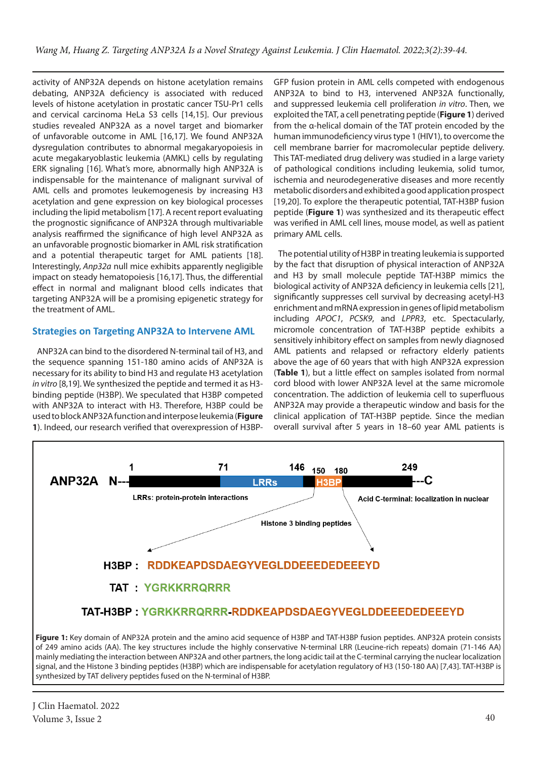activity of ANP32A depends on histone acetylation remains debating, ANP32A deficiency is associated with reduced levels of histone acetylation in prostatic cancer TSU-Pr1 cells and cervical carcinoma HeLa S3 cells [14,15]. Our previous studies revealed ANP32A as a novel target and biomarker of unfavorable outcome in AML [16,17]. We found ANP32A dysregulation contributes to abnormal megakaryopoiesis in acute megakaryoblastic leukemia (AMKL) cells by regulating ERK signaling [16]. What's more, abnormally high ANP32A is indispensable for the maintenance of malignant survival of AML cells and promotes leukemogenesis by increasing H3 acetylation and gene expression on key biological processes including the lipid metabolism [17]. A recent report evaluating the prognostic significance of ANP32A through multivariable analysis reaffirmed the significance of high level ANP32A as an unfavorable prognostic biomarker in AML risk stratification and a potential therapeutic target for AML patients [18]. Interestingly, *Anp32a* null mice exhibits apparently negligible impact on steady hematopoiesis [16,17]. Thus, the differential effect in normal and malignant blood cells indicates that targeting ANP32A will be a promising epigenetic strategy for the treatment of AML.

## Strategies on Targeting ANP32A to Intervene AML

ANP32A can bind to the disordered N-terminal tail of H3, and the sequence spanning 151-180 amino acids of ANP32A is necessary for its ability to bind H3 and regulate H3 acetylation *in vitro* [8,19]. We synthesized the peptide and termed it as H3-binding peptide (H3BP). We speculated that H3BP competed with ANP32A to interact with H3. Therefore, H3BP could be used to block ANP32A function and interpose leukemia (**Figure 1**). Indeed, our research verified that overexpression of H3BP-GFP fusion protein in AML cells competed with endogenous ANP32A to bind to H3, intervened ANP32A functionally, and suppressed leukemia cell proliferation *in vitro*. Then, we exploited the TAT, a cell penetrating peptide (**Figure 1**) derived from the α-helical domain of the TAT protein encoded by the human immunodeficiency virus type 1 (HIV1), to overcome the cell membrane barrier for macromolecular peptide delivery. This TAT-mediated drug delivery was studied in a large variety of pathological conditions including leukemia, solid tumor, ischemia and neurodegenerative diseases and more recently metabolic disorders and exhibited a good application prospect [19,20]. To explore the therapeutic potential, TAT-H3BP fusion peptide (**Figure 1**) was synthesized and its therapeutic effect was verified in AML cell lines, mouse model, as well as patient primary AML cells.

The potential utility of H3BP in treating leukemia is supported by the fact that disruption of physical interaction of ANP32A and H3 by small molecule peptide TAT-H3BP mimics the biological activity of ANP32A deficiency in leukemia cells [21], significantly suppresses cell survival by decreasing acetyl-H3 enrichment and mRNA expression in genes of lipid metabolism including *APOC1*, *PCSK9*, and *LPPR3*, etc. Spectacularly, micromole concentration of TAT-H3BP peptide exhibits a sensitively inhibitory effect on samples from newly diagnosed AML patients and relapsed or refractory elderly patients above the age of 60 years that with high ANP32A expression (**Table 1**), but a little effect on samples isolated from normal cord blood with lower ANP32A level at the same micromole concentration. The addiction of leukemia cell to superfluous ANP32A may provide a therapeutic window and basis for the clinical application of TAT-H3BP peptide. Since the median overall survival after 5 years in 18–60 year AML patients is

ANP32A N---[1 ... 71 LRRs 146 | 150 H3BP 180 | ... 249]---C

LRRs: protein-protein interactions

Acid C-terminal: localization in nuclear

Histone 3 binding peptides

H3BP : RDDKEAPDSDAEGYVEGLDDEEEDEDEEEYD

TAT : YGRKKRRQRRR

TAT-H3BP : YGRKKRRQRRR-RDDKEAPDSDAEGYVEGLDDEEEDEDEEEYD

**Figure 1:** Key domain of ANP32A protein and the amino acid sequence of H3BP and TAT-H3BP fusion peptides. ANP32A protein consists of 249 amino acids (AA). The key structures include the highly conservative N-terminal LRR (Leucine-rich repeats) domain (71-146 AA) mainly mediating the interaction between ANP32A and other partners, the long acidic tail at the C-terminal carrying the nuclear localization signal, and the Histone 3 binding peptides (H3BP) which are indispensable for acetylation regulatory of H3 (150-180 AA) [7,43]. TAT-H3BP is synthesized by TAT delivery peptides fused on the N-terminal of H3BP.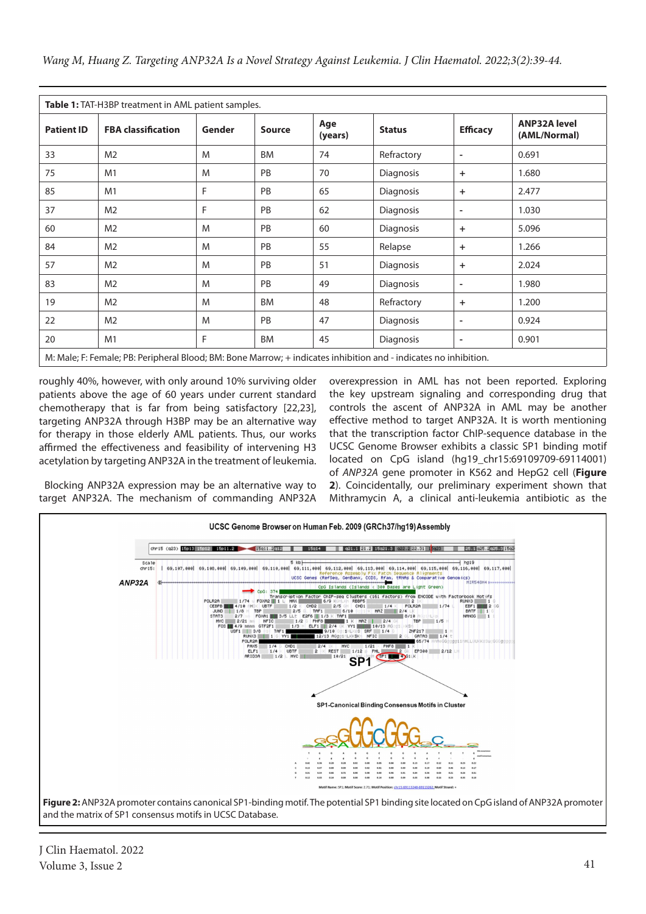**Table 1:** TAT-H3BP treatment in AML patient samples.

| Patient ID | FBA classification | Gender | Source | Age (years) | Status | Efficacy | ANP32A level (AML/Normal) |
|---|---|---|---|---|---|---|---|
| 33 | M2 | M | BM | 74 | Refractory | - | 0.691 |
| 75 | M1 | M | PB | 70 | Diagnosis | + | 1.680 |
| 85 | M1 | F | PB | 65 | Diagnosis | + | 2.477 |
| 37 | M2 | F | PB | 62 | Diagnosis | - | 1.030 |
| 60 | M2 | M | PB | 60 | Diagnosis | + | 5.096 |
| 84 | M2 | M | PB | 55 | Relapse | + | 1.266 |
| 57 | M2 | M | PB | 51 | Diagnosis | + | 2.024 |
| 83 | M2 | M | PB | 49 | Diagnosis | - | 1.980 |
| 19 | M2 | M | BM | 48 | Refractory | + | 1.200 |
| 22 | M2 | M | PB | 47 | Diagnosis | - | 0.924 |
| 20 | M1 | F | BM | 45 | Diagnosis | - | 0.901 |

M: Male; F: Female; PB: Peripheral Blood; BM: Bone Marrow; + indicates inhibition and - indicates no inhibition.

roughly 40%, however, with only around 10% surviving older patients above the age of 60 years under current standard chemotherapy that is far from being satisfactory [22,23], targeting ANP32A through H3BP may be an alternative way for therapy in those elderly AML patients. Thus, our works affirmed the effectiveness and feasibility of intervening H3 acetylation by targeting ANP32A in the treatment of leukemia.

Blocking ANP32A expression may be an alternative way to target ANP32A. The mechanism of commanding ANP32A overexpression in AML has not been reported. Exploring the key upstream signaling and corresponding drug that controls the ascent of ANP32A in AML may be another effective method to target ANP32A. It is worth mentioning that the transcription factor ChIP-sequence database in the UCSC Genome Browser exhibits a classic SP1 binding motif located on CpG island (hg19_chr15:69109709-69114001) of *ANP32A* gene promoter in K562 and HepG2 cell (**Figure 2**). Coincidentally, our preliminary experiment shown that Mithramycin A, a clinical anti-leukemia antibiotic as the

**Figure 2:** ANP32A promoter contains canonical SP1-binding motif. The potential SP1 binding site located on CpG island of ANP32A promoter and the matrix of SP1 consensus motifs in UCSC Database.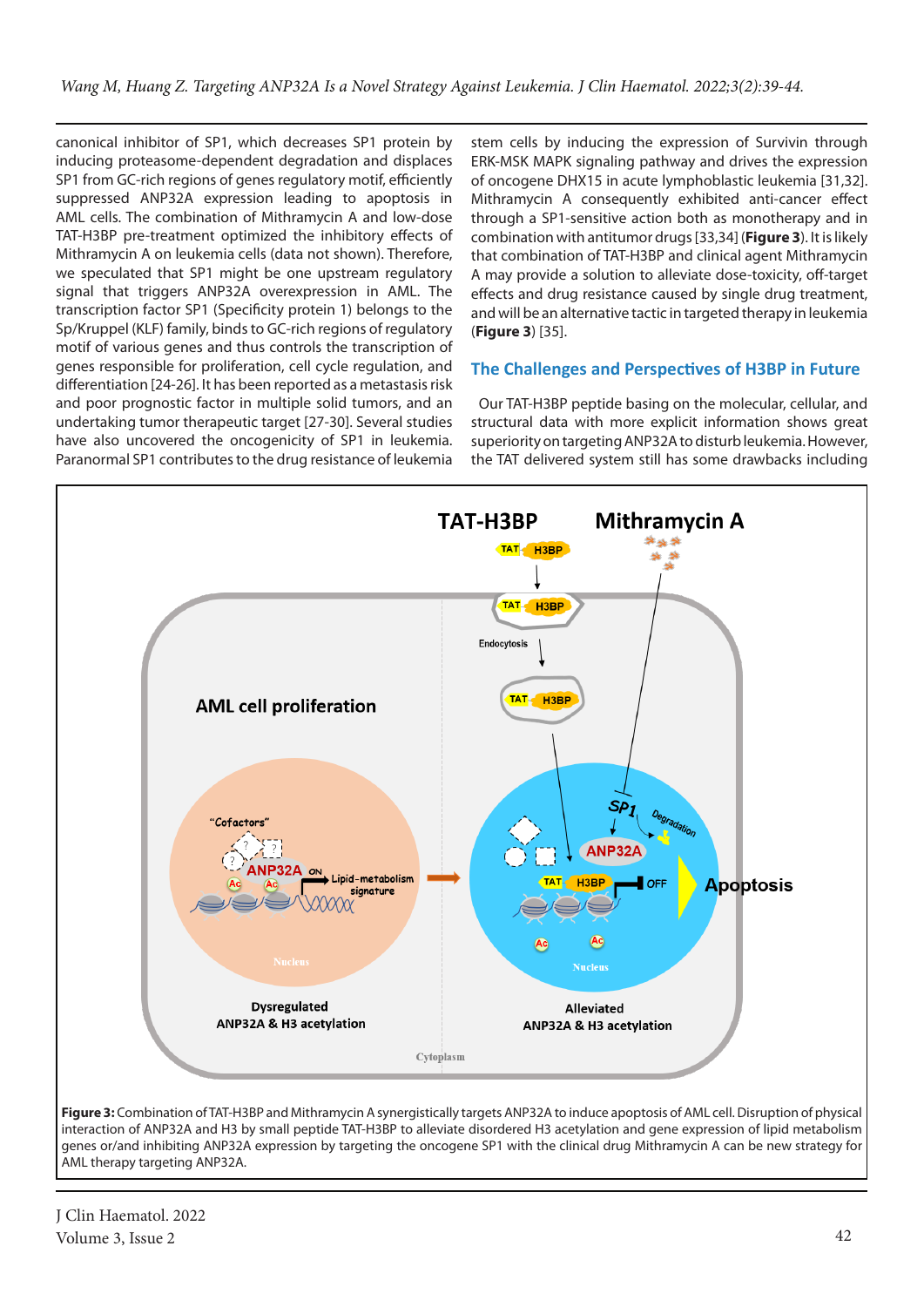canonical inhibitor of SP1, which decreases SP1 protein by inducing proteasome-dependent degradation and displaces SP1 from GC-rich regions of genes regulatory motif, efficiently suppressed ANP32A expression leading to apoptosis in AML cells. The combination of Mithramycin A and low-dose TAT-H3BP pre-treatment optimized the inhibitory effects of Mithramycin A on leukemia cells (data not shown). Therefore, we speculated that SP1 might be one upstream regulatory signal that triggers ANP32A overexpression in AML. The transcription factor SP1 (Specificity protein 1) belongs to the Sp/Kruppel (KLF) family, binds to GC-rich regions of regulatory motif of various genes and thus controls the transcription of genes responsible for proliferation, cell cycle regulation, and differentiation [24-26]. It has been reported as a metastasis risk and poor prognostic factor in multiple solid tumors, and an undertaking tumor therapeutic target [27-30]. Several studies have also uncovered the oncogenicity of SP1 in leukemia. Paranormal SP1 contributes to the drug resistance of leukemia stem cells by inducing the expression of Survivin through ERK-MSK MAPK signaling pathway and drives the expression of oncogene DHX15 in acute lymphoblastic leukemia [31,32]. Mithramycin A consequently exhibited anti-cancer effect through a SP1-sensitive action both as monotherapy and in combination with antitumor drugs [33,34] (**Figure 3**). It is likely that combination of TAT-H3BP and clinical agent Mithramycin A may provide a solution to alleviate dose-toxicity, off-target effects and drug resistance caused by single drug treatment, and will be an alternative tactic in targeted therapy in leukemia (**Figure 3**) [35].

## The Challenges and Perspectives of H3BP in Future

Our TAT-H3BP peptide basing on the molecular, cellular, and structural data with more explicit information shows great superiority on targeting ANP32A to disturb leukemia. However, the TAT delivered system still has some drawbacks including

**Figure 3:** Combination of TAT-H3BP and Mithramycin A synergistically targets ANP32A to induce apoptosis of AML cell. Disruption of physical interaction of ANP32A and H3 by small peptide TAT-H3BP to alleviate disordered H3 acetylation and gene expression of lipid metabolism genes or/and inhibiting ANP32A expression by targeting the oncogene SP1 with the clinical drug Mithramycin A can be new strategy for AML therapy targeting ANP32A.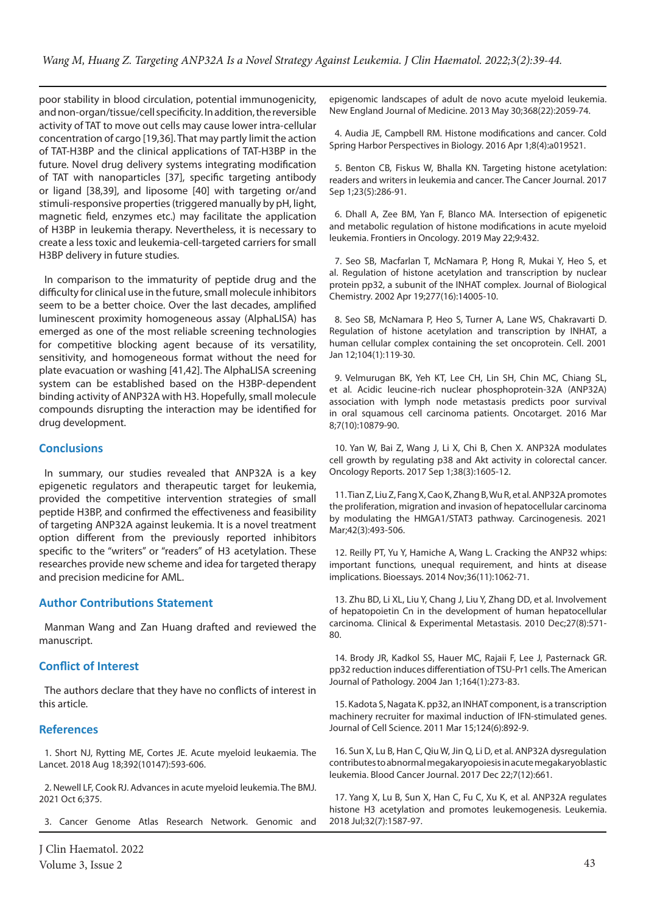poor stability in blood circulation, potential immunogenicity, and non-organ/tissue/cell specificity. In addition, the reversible activity of TAT to move out cells may cause lower intra-cellular concentration of cargo [19,36]. That may partly limit the action of TAT-H3BP and the clinical applications of TAT-H3BP in the future. Novel drug delivery systems integrating modification of TAT with nanoparticles [37], specific targeting antibody or ligand [38,39], and liposome [40] with targeting or/and stimuli-responsive properties (triggered manually by pH, light, magnetic field, enzymes etc.) may facilitate the application of H3BP in leukemia therapy. Nevertheless, it is necessary to create a less toxic and leukemia-cell-targeted carriers for small H3BP delivery in future studies.

In comparison to the immaturity of peptide drug and the difficulty for clinical use in the future, small molecule inhibitors seem to be a better choice. Over the last decades, amplified luminescent proximity homogeneous assay (AlphaLISA) has emerged as one of the most reliable screening technologies for competitive blocking agent because of its versatility, sensitivity, and homogeneous format without the need for plate evacuation or washing [41,42]. The AlphaLISA screening system can be established based on the H3BP-dependent binding activity of ANP32A with H3. Hopefully, small molecule compounds disrupting the interaction may be identified for drug development.

## Conclusions

In summary, our studies revealed that ANP32A is a key epigenetic regulators and therapeutic target for leukemia, provided the competitive intervention strategies of small peptide H3BP, and confirmed the effectiveness and feasibility of targeting ANP32A against leukemia. It is a novel treatment option different from the previously reported inhibitors specific to the "writers" or "readers" of H3 acetylation. These researches provide new scheme and idea for targeted therapy and precision medicine for AML.

## Author Contributions Statement

Manman Wang and Zan Huang drafted and reviewed the manuscript.

## Conflict of Interest

The authors declare that they have no conflicts of interest in this article.

## References

1. Short NJ, Rytting ME, Cortes JE. Acute myeloid leukaemia. The Lancet. 2018 Aug 18;392(10147):593-606.

2. Newell LF, Cook RJ. Advances in acute myeloid leukemia. The BMJ. 2021 Oct 6;375.

3. Cancer Genome Atlas Research Network. Genomic and epigenomic landscapes of adult de novo acute myeloid leukemia. New England Journal of Medicine. 2013 May 30;368(22):2059-74.

4. Audia JE, Campbell RM. Histone modifications and cancer. Cold Spring Harbor Perspectives in Biology. 2016 Apr 1;8(4):a019521.

5. Benton CB, Fiskus W, Bhalla KN. Targeting histone acetylation: readers and writers in leukemia and cancer. The Cancer Journal. 2017 Sep 1;23(5):286-91.

6. Dhall A, Zee BM, Yan F, Blanco MA. Intersection of epigenetic and metabolic regulation of histone modifications in acute myeloid leukemia. Frontiers in Oncology. 2019 May 22;9:432.

7. Seo SB, Macfarlan T, McNamara P, Hong R, Mukai Y, Heo S, et al. Regulation of histone acetylation and transcription by nuclear protein pp32, a subunit of the INHAT complex. Journal of Biological Chemistry. 2002 Apr 19;277(16):14005-10.

8. Seo SB, McNamara P, Heo S, Turner A, Lane WS, Chakravarti D. Regulation of histone acetylation and transcription by INHAT, a human cellular complex containing the set oncoprotein. Cell. 2001 Jan 12;104(1):119-30.

9. Velmurugan BK, Yeh KT, Lee CH, Lin SH, Chin MC, Chiang SL, et al. Acidic leucine-rich nuclear phosphoprotein-32A (ANP32A) association with lymph node metastasis predicts poor survival in oral squamous cell carcinoma patients. Oncotarget. 2016 Mar 8;7(10):10879-90.

10. Yan W, Bai Z, Wang J, Li X, Chi B, Chen X. ANP32A modulates cell growth by regulating p38 and Akt activity in colorectal cancer. Oncology Reports. 2017 Sep 1;38(3):1605-12.

11. Tian Z, Liu Z, Fang X, Cao K, Zhang B, Wu R, et al. ANP32A promotes the proliferation, migration and invasion of hepatocellular carcinoma by modulating the HMGA1/STAT3 pathway. Carcinogenesis. 2021 Mar;42(3):493-506.

12. Reilly PT, Yu Y, Hamiche A, Wang L. Cracking the ANP32 whips: important functions, unequal requirement, and hints at disease implications. Bioessays. 2014 Nov;36(11):1062-71.

13. Zhu BD, Li XL, Liu Y, Chang J, Liu Y, Zhang DD, et al. Involvement of hepatopoietin Cn in the development of human hepatocellular carcinoma. Clinical & Experimental Metastasis. 2010 Dec;27(8):571-80.

14. Brody JR, Kadkol SS, Hauer MC, Rajaii F, Lee J, Pasternack GR. pp32 reduction induces differentiation of TSU-Pr1 cells. The American Journal of Pathology. 2004 Jan 1;164(1):273-83.

15. Kadota S, Nagata K. pp32, an INHAT component, is a transcription machinery recruiter for maximal induction of IFN-stimulated genes. Journal of Cell Science. 2011 Mar 15;124(6):892-9.

16. Sun X, Lu B, Han C, Qiu W, Jin Q, Li D, et al. ANP32A dysregulation contributes to abnormal megakaryopoiesis in acute megakaryoblastic leukemia. Blood Cancer Journal. 2017 Dec 22;7(12):661.

17. Yang X, Lu B, Sun X, Han C, Fu C, Xu K, et al. ANP32A regulates histone H3 acetylation and promotes leukemogenesis. Leukemia. 2018 Jul;32(7):1587-97.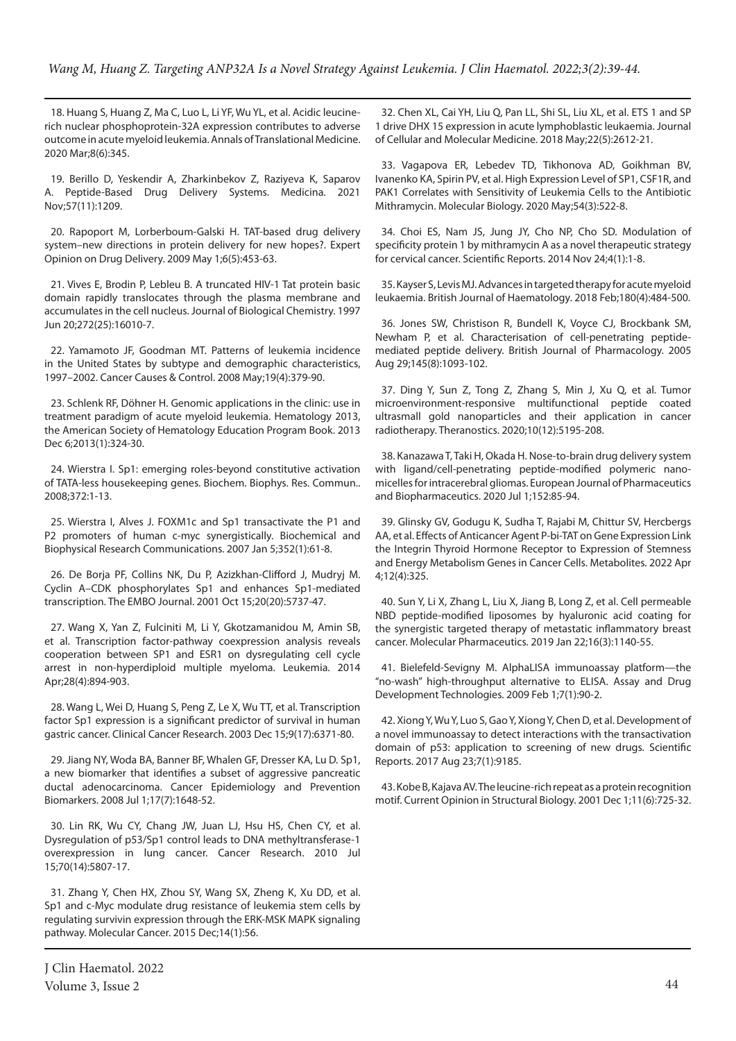18. Huang S, Huang Z, Ma C, Luo L, Li YF, Wu YL, et al. Acidic leucine-rich nuclear phosphoprotein-32A expression contributes to adverse outcome in acute myeloid leukemia. Annals of Translational Medicine. 2020 Mar;8(6):345.

19. Berillo D, Yeskendir A, Zharkinbekov Z, Raziyeva K, Saparov A. Peptide-Based Drug Delivery Systems. Medicina. 2021 Nov;57(11):1209.

20. Rapoport M, Lorberboum-Galski H. TAT-based drug delivery system–new directions in protein delivery for new hopes?. Expert Opinion on Drug Delivery. 2009 May 1;6(5):453-63.

21. Vives E, Brodin P, Lebleu B. A truncated HIV-1 Tat protein basic domain rapidly translocates through the plasma membrane and accumulates in the cell nucleus. Journal of Biological Chemistry. 1997 Jun 20;272(25):16010-7.

22. Yamamoto JF, Goodman MT. Patterns of leukemia incidence in the United States by subtype and demographic characteristics, 1997–2002. Cancer Causes & Control. 2008 May;19(4):379-90.

23. Schlenk RF, Döhner H. Genomic applications in the clinic: use in treatment paradigm of acute myeloid leukemia. Hematology 2013, the American Society of Hematology Education Program Book. 2013 Dec 6;2013(1):324-30.

24. Wierstra I. Sp1: emerging roles-beyond constitutive activation of TATA-less housekeeping genes. Biochem. Biophys. Res. Commun.. 2008;372:1-13.

25. Wierstra I, Alves J. FOXM1c and Sp1 transactivate the P1 and P2 promoters of human c-myc synergistically. Biochemical and Biophysical Research Communications. 2007 Jan 5;352(1):61-8.

26. De Borja PF, Collins NK, Du P, Azizkhan-Clifford J, Mudryj M. Cyclin A–CDK phosphorylates Sp1 and enhances Sp1-mediated transcription. The EMBO Journal. 2001 Oct 15;20(20):5737-47.

27. Wang X, Yan Z, Fulciniti M, Li Y, Gkotzamanidou M, Amin SB, et al. Transcription factor-pathway coexpression analysis reveals cooperation between SP1 and ESR1 on dysregulating cell cycle arrest in non-hyperdiploid multiple myeloma. Leukemia. 2014 Apr;28(4):894-903.

28. Wang L, Wei D, Huang S, Peng Z, Le X, Wu TT, et al. Transcription factor Sp1 expression is a significant predictor of survival in human gastric cancer. Clinical Cancer Research. 2003 Dec 15;9(17):6371-80.

29. Jiang NY, Woda BA, Banner BF, Whalen GF, Dresser KA, Lu D. Sp1, a new biomarker that identifies a subset of aggressive pancreatic ductal adenocarcinoma. Cancer Epidemiology and Prevention Biomarkers. 2008 Jul 1;17(7):1648-52.

30. Lin RK, Wu CY, Chang JW, Juan LJ, Hsu HS, Chen CY, et al. Dysregulation of p53/Sp1 control leads to DNA methyltransferase-1 overexpression in lung cancer. Cancer Research. 2010 Jul 15;70(14):5807-17.

31. Zhang Y, Chen HX, Zhou SY, Wang SX, Zheng K, Xu DD, et al. Sp1 and c-Myc modulate drug resistance of leukemia stem cells by regulating survivin expression through the ERK-MSK MAPK signaling pathway. Molecular Cancer. 2015 Dec;14(1):56.

32. Chen XL, Cai YH, Liu Q, Pan LL, Shi SL, Liu XL, et al. ETS 1 and SP 1 drive DHX 15 expression in acute lymphoblastic leukaemia. Journal of Cellular and Molecular Medicine. 2018 May;22(5):2612-21.

33. Vagapova ER, Lebedev TD, Tikhonova AD, Goikhman BV, Ivanenko KA, Spirin PV, et al. High Expression Level of SP1, CSF1R, and PAK1 Correlates with Sensitivity of Leukemia Cells to the Antibiotic Mithramycin. Molecular Biology. 2020 May;54(3):522-8.

34. Choi ES, Nam JS, Jung JY, Cho NP, Cho SD. Modulation of specificity protein 1 by mithramycin A as a novel therapeutic strategy for cervical cancer. Scientific Reports. 2014 Nov 24;4(1):1-8.

35. Kayser S, Levis MJ. Advances in targeted therapy for acute myeloid leukaemia. British Journal of Haematology. 2018 Feb;180(4):484-500.

36. Jones SW, Christison R, Bundell K, Voyce CJ, Brockbank SM, Newham P, et al. Characterisation of cell-penetrating peptide-mediated peptide delivery. British Journal of Pharmacology. 2005 Aug 29;145(8):1093-102.

37. Ding Y, Sun Z, Tong Z, Zhang S, Min J, Xu Q, et al. Tumor microenvironment-responsive multifunctional peptide coated ultrasmall gold nanoparticles and their application in cancer radiotherapy. Theranostics. 2020;10(12):5195-208.

38. Kanazawa T, Taki H, Okada H. Nose-to-brain drug delivery system with ligand/cell-penetrating peptide-modified polymeric nano-micelles for intracerebral gliomas. European Journal of Pharmaceutics and Biopharmaceutics. 2020 Jul 1;152:85-94.

39. Glinsky GV, Godugu K, Sudha T, Rajabi M, Chittur SV, Hercbergs AA, et al. Effects of Anticancer Agent P-bi-TAT on Gene Expression Link the Integrin Thyroid Hormone Receptor to Expression of Stemness and Energy Metabolism Genes in Cancer Cells. Metabolites. 2022 Apr 4;12(4):325.

40. Sun Y, Li X, Zhang L, Liu X, Jiang B, Long Z, et al. Cell permeable NBD peptide-modified liposomes by hyaluronic acid coating for the synergistic targeted therapy of metastatic inflammatory breast cancer. Molecular Pharmaceutics. 2019 Jan 22;16(3):1140-55.

41. Bielefeld-Sevigny M. AlphaLISA immunoassay platform—the "no-wash" high-throughput alternative to ELISA. Assay and Drug Development Technologies. 2009 Feb 1;7(1):90-2.

42. Xiong Y, Wu Y, Luo S, Gao Y, Xiong Y, Chen D, et al. Development of a novel immunoassay to detect interactions with the transactivation domain of p53: application to screening of new drugs. Scientific Reports. 2017 Aug 23;7(1):9185.

43. Kobe B, Kajava AV. The leucine-rich repeat as a protein recognition motif. Current Opinion in Structural Biology. 2001 Dec 1;11(6):725-32.